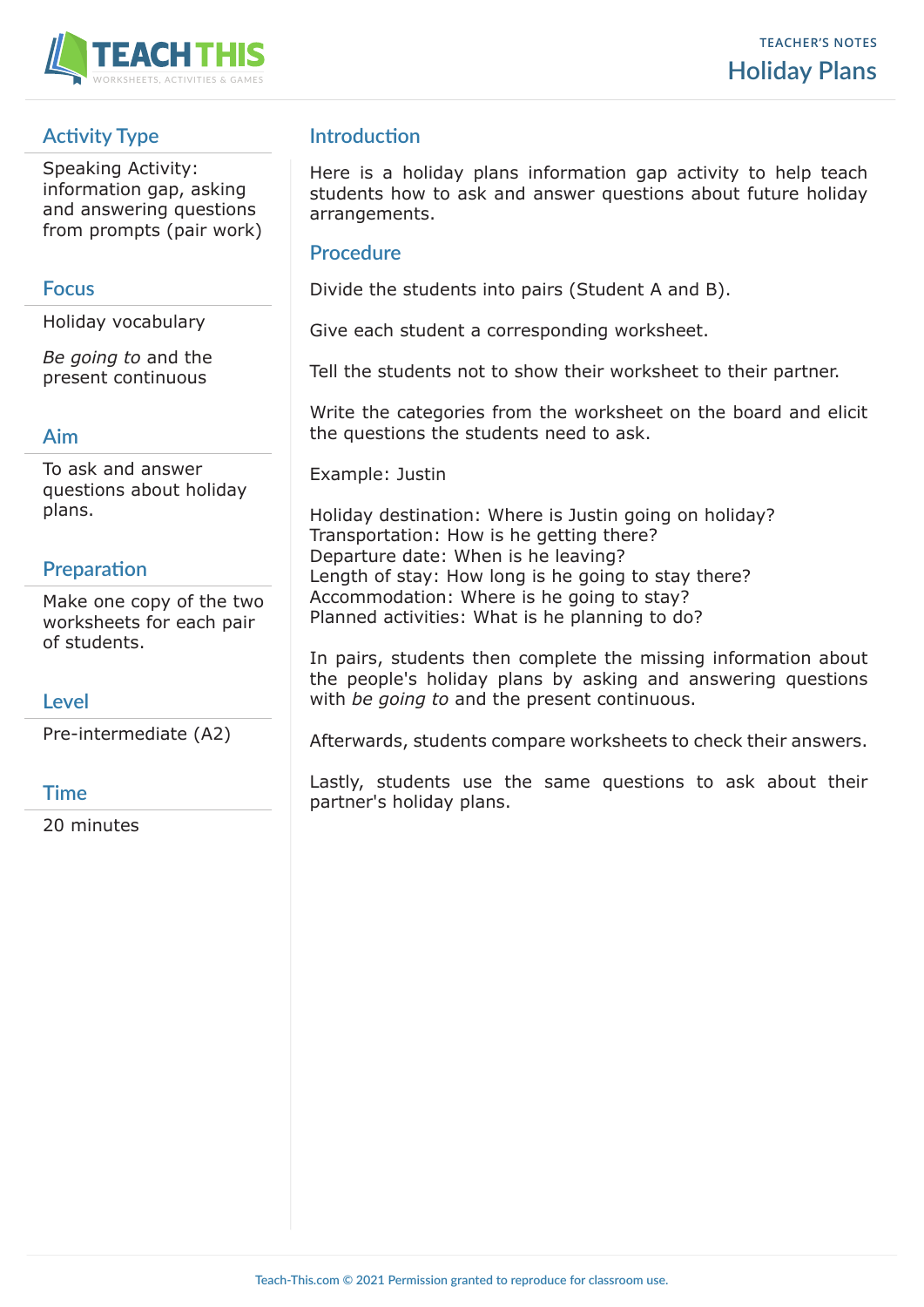TEACHER'S NOTES

# Holiday Plans

## Activity Type

Speaking Activity: information gap, asking and answering questions from prompts (pair work)

## Focus

Holiday vocabulary

*Be going to* and the present continuous

## Aim

To ask and answer questions about holiday plans.

## Preparation

Make one copy of the two worksheets for each pair of students.

## Level

Pre-intermediate (A2)

## Time

20 minutes

## Introduction

Here is a holiday plans information gap activity to help teach students how to ask and answer questions about future holiday arrangements.

## Procedure

Divide the students into pairs (Student A and B).

Give each student a corresponding worksheet.

Tell the students not to show their worksheet to their partner.

Write the categories from the worksheet on the board and elicit the questions the students need to ask.

Example: Justin

Holiday destination: Where is Justin going on holiday?
Transportation: How is he getting there?
Departure date: When is he leaving?
Length of stay: How long is he going to stay there?
Accommodation: Where is he going to stay?
Planned activities: What is he planning to do?

In pairs, students then complete the missing information about the people's holiday plans by asking and answering questions with *be going to* and the present continuous.

Afterwards, students compare worksheets to check their answers.

Lastly, students use the same questions to ask about their partner's holiday plans.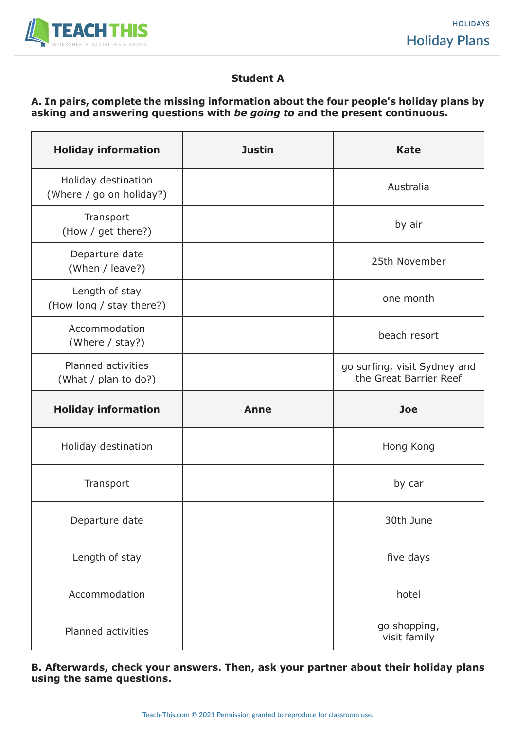**Student A**

**A. In pairs, complete the missing information about the four people's holiday plans by asking and answering questions with *be going to* and the present continuous.**

| Holiday information | Justin | Kate |
|---|---|---|
| Holiday destination (Where / go on holiday?) | | Australia |
| Transport (How / get there?) | | by air |
| Departure date (When / leave?) | | 25th November |
| Length of stay (How long / stay there?) | | one month |
| Accommodation (Where / stay?) | | beach resort |
| Planned activities (What / plan to do?) | | go surfing, visit Sydney and the Great Barrier Reef |
| **Holiday information** | **Anne** | **Joe** |
| Holiday destination | | Hong Kong |
| Transport | | by car |
| Departure date | | 30th June |
| Length of stay | | five days |
| Accommodation | | hotel |
| Planned activities | | go shopping, visit family |

**B. Afterwards, check your answers. Then, ask your partner about their holiday plans using the same questions.**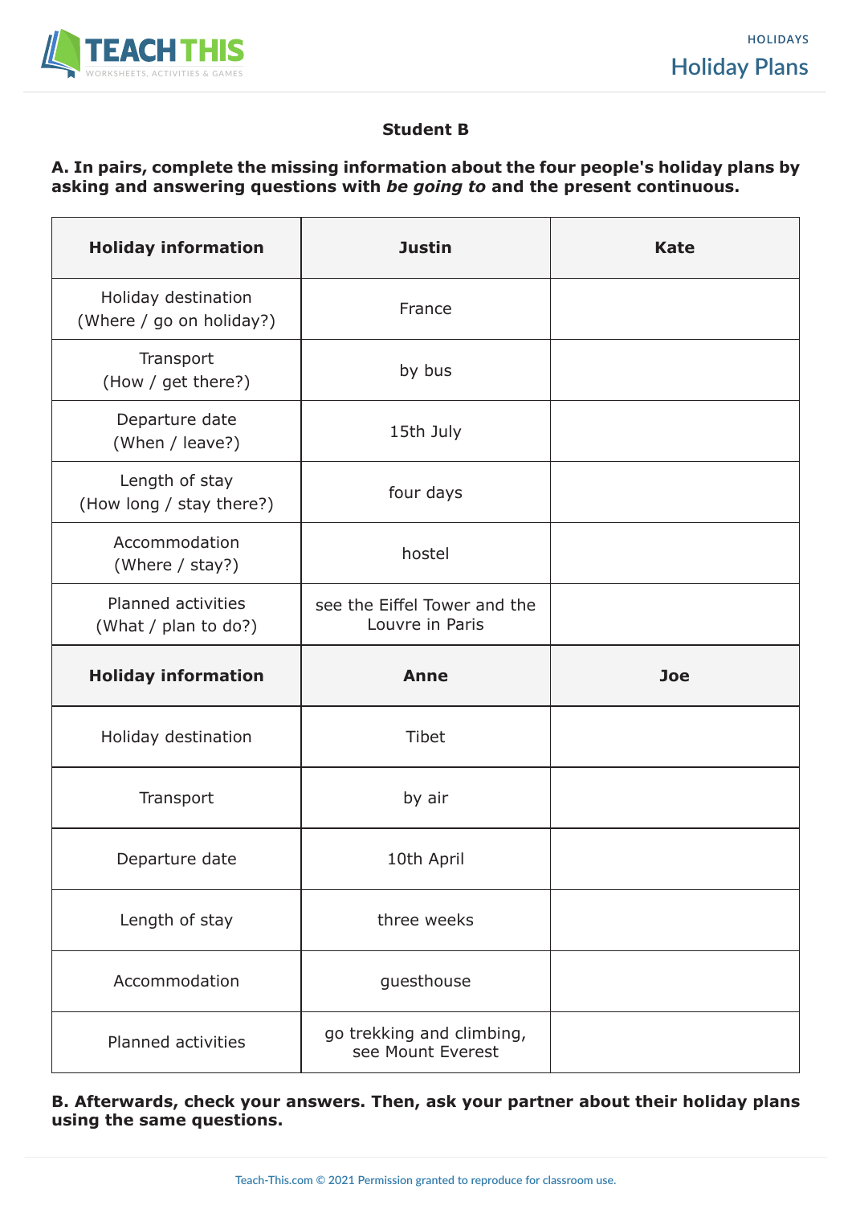**Student B**

**A. In pairs, complete the missing information about the four people's holiday plans by asking and answering questions with *be going to* and the present continuous.**

| **Holiday information** | **Justin** | **Kate** |
|---|---|---|
| Holiday destination (Where / go on holiday?) | France | |
| Transport (How / get there?) | by bus | |
| Departure date (When / leave?) | 15th July | |
| Length of stay (How long / stay there?) | four days | |
| Accommodation (Where / stay?) | hostel | |
| Planned activities (What / plan to do?) | see the Eiffel Tower and the Louvre in Paris | |
| **Holiday information** | **Anne** | **Joe** |
| Holiday destination | Tibet | |
| Transport | by air | |
| Departure date | 10th April | |
| Length of stay | three weeks | |
| Accommodation | guesthouse | |
| Planned activities | go trekking and climbing, see Mount Everest | |

**B. Afterwards, check your answers. Then, ask your partner about their holiday plans using the same questions.**